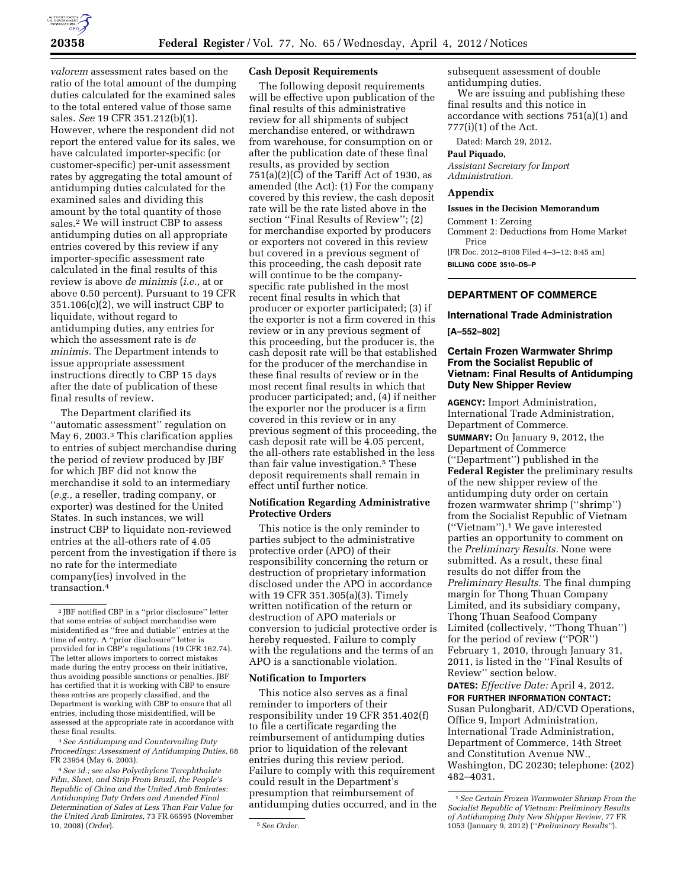*valorem* assessment rates based on the ratio of the total amount of the dumping duties calculated for the examined sales to the total entered value of those same sales. *See* 19 CFR 351.212(b)(1). However, where the respondent did not report the entered value for its sales, we have calculated importer-specific (or customer-specific) per-unit assessment rates by aggregating the total amount of antidumping duties calculated for the examined sales and dividing this amount by the total quantity of those sales.[2] We will instruct CBP to assess antidumping duties on all appropriate entries covered by this review if any importer-specific assessment rate calculated in the final results of this review is above *de minimis* (*i.e.,* at or above 0.50 percent). Pursuant to 19 CFR 351.106(c)(2), we will instruct CBP to liquidate, without regard to antidumping duties, any entries for which the assessment rate is *de minimis.* The Department intends to issue appropriate assessment instructions directly to CBP 15 days after the date of publication of these final results of review.

The Department clarified its ''automatic assessment'' regulation on May 6, 2003.[3] This clarification applies to entries of subject merchandise during the period of review produced by JBF for which JBF did not know the merchandise it sold to an intermediary (*e.g.,* a reseller, trading company, or exporter) was destined for the United States. In such instances, we will instruct CBP to liquidate non-reviewed entries at the all-others rate of 4.05 percent from the investigation if there is no rate for the intermediate company(ies) involved in the transaction.[4]

[2] JBF notified CBP in a ''prior disclosure'' letter that some entries of subject merchandise were misidentified as ''free and dutiable'' entries at the time of entry. A ''prior disclosure'' letter is provided for in CBP's regulations (19 CFR 162.74). The letter allows importers to correct mistakes made during the entry process on their initiative, thus avoiding possible sanctions or penalties. JBF has certified that it is working with CBP to ensure these entries are properly classified, and the Department is working with CBP to ensure that all entries, including those misidentified, will be assessed at the appropriate rate in accordance with these final results.

[3] *See Antidumping and Countervailing Duty Proceedings: Assessment of Antidumping Duties,* 68 FR 23954 (May 6, 2003).

[4] *See id.; see also Polyethylene Terephthalate Film, Sheet, and Strip From Brazil, the People's Republic of China and the United Arab Emirates: Antidumping Duty Orders and Amended Final Determination of Sales at Less Than Fair Value for the United Arab Emirates,* 73 FR 66595 (November 10, 2008) (*Order*).

### Cash Deposit Requirements

The following deposit requirements will be effective upon publication of the final results of this administrative review for all shipments of subject merchandise entered, or withdrawn from warehouse, for consumption on or after the publication date of these final results, as provided by section 751(a)(2)(C) of the Tariff Act of 1930, as amended (the Act): (1) For the company covered by this review, the cash deposit rate will be the rate listed above in the section ''Final Results of Review''; (2) for merchandise exported by producers or exporters not covered in this review but covered in a previous segment of this proceeding, the cash deposit rate will continue to be the company-specific rate published in the most recent final results in which that producer or exporter participated; (3) if the exporter is not a firm covered in this review or in any previous segment of this proceeding, but the producer is, the cash deposit rate will be that established for the producer of the merchandise in these final results of review or in the most recent final results in which that producer participated; and, (4) if neither the exporter nor the producer is a firm covered in this review or in any previous segment of this proceeding, the cash deposit rate will be 4.05 percent, the all-others rate established in the less than fair value investigation.[5] These deposit requirements shall remain in effect until further notice.

[5] *See Order.*

### Notification Regarding Administrative Protective Orders

This notice is the only reminder to parties subject to the administrative protective order (APO) of their responsibility concerning the return or destruction of proprietary information disclosed under the APO in accordance with 19 CFR 351.305(a)(3). Timely written notification of the return or destruction of APO materials or conversion to judicial protective order is hereby requested. Failure to comply with the regulations and the terms of an APO is a sanctionable violation.

### Notification to Importers

This notice also serves as a final reminder to importers of their responsibility under 19 CFR 351.402(f) to file a certificate regarding the reimbursement of antidumping duties prior to liquidation of the relevant entries during this review period. Failure to comply with this requirement could result in the Department's presumption that reimbursement of antidumping duties occurred, and in the subsequent assessment of double antidumping duties.

We are issuing and publishing these final results and this notice in accordance with sections 751(a)(1) and 777(i)(1) of the Act.

Dated: March 29, 2012.

**Paul Piquado,**

*Assistant Secretary for Import Administration.*

### Appendix

**Issues in the Decision Memorandum**

Comment 1: Zeroing
Comment 2: Deductions from Home Market Price

[FR Doc. 2012–8108 Filed 4–3–12; 8:45 am]

**BILLING CODE 3510–DS–P**

## DEPARTMENT OF COMMERCE

### International Trade Administration

**[A–552–802]**

### Certain Frozen Warmwater Shrimp From the Socialist Republic of Vietnam: Final Results of Antidumping Duty New Shipper Review

**AGENCY:** Import Administration, International Trade Administration, Department of Commerce.

**SUMMARY:** On January 9, 2012, the Department of Commerce (''Department'') published in the **Federal Register** the preliminary results of the new shipper review of the antidumping duty order on certain frozen warmwater shrimp (''shrimp'') from the Socialist Republic of Vietnam (''Vietnam'').[1] We gave interested parties an opportunity to comment on the *Preliminary Results.* None were submitted. As a result, these final results do not differ from the *Preliminary Results.* The final dumping margin for Thong Thuan Company Limited, and its subsidiary company, Thong Thuan Seafood Company Limited (collectively, ''Thong Thuan'') for the period of review (''POR'') February 1, 2010, through January 31, 2011, is listed in the ''Final Results of Review'' section below.

**DATES:** *Effective Date:* April 4, 2012.

**FOR FURTHER INFORMATION CONTACT:** Susan Pulongbarit, AD/CVD Operations, Office 9, Import Administration, International Trade Administration, Department of Commerce, 14th Street and Constitution Avenue NW., Washington, DC 20230; telephone: (202) 482–4031.

[1] *See Certain Frozen Warmwater Shrimp From the Socialist Republic of Vietnam: Preliminary Results of Antidumping Duty New Shipper Review,* 77 FR 1053 (January 9, 2012) (''*Preliminary Results''*).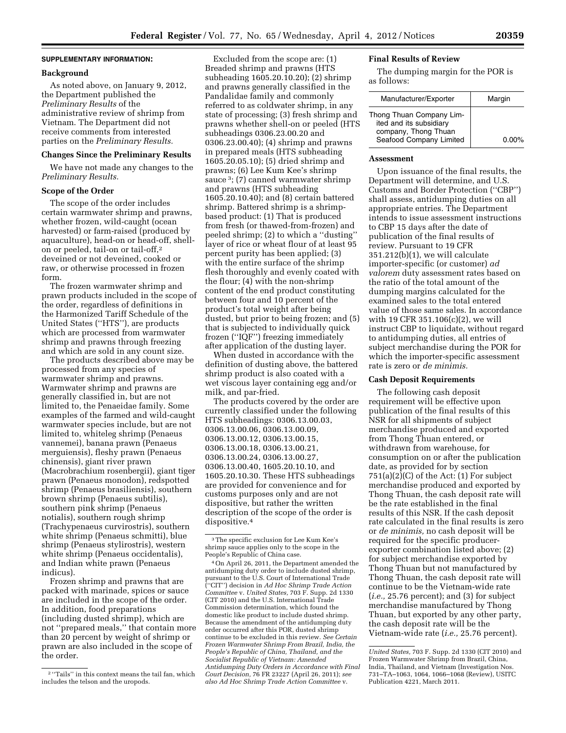**SUPPLEMENTARY INFORMATION:**

### Background

As noted above, on January 9, 2012, the Department published the *Preliminary Results* of the administrative review of shrimp from Vietnam. The Department did not receive comments from interested parties on the *Preliminary Results.*

### Changes Since the Preliminary Results

We have not made any changes to the *Preliminary Results.*

### Scope of the Order

The scope of the order includes certain warmwater shrimp and prawns, whether frozen, wild-caught (ocean harvested) or farm-raised (produced by aquaculture), head-on or head-off, shell-on or peeled, tail-on or tail-off,[2] deveined or not deveined, cooked or raw, or otherwise processed in frozen form.

The frozen warmwater shrimp and prawn products included in the scope of the order, regardless of definitions in the Harmonized Tariff Schedule of the United States (''HTS''), are products which are processed from warmwater shrimp and prawns through freezing and which are sold in any count size.

The products described above may be processed from any species of warmwater shrimp and prawns. Warmwater shrimp and prawns are generally classified in, but are not limited to, the Penaeidae family. Some examples of the farmed and wild-caught warmwater species include, but are not limited to, whiteleg shrimp (Penaeus vannemei), banana prawn (Penaeus merguiensis), fleshy prawn (Penaeus chinensis), giant river prawn (Macrobrachium rosenbergii), giant tiger prawn (Penaeus monodon), redspotted shrimp (Penaeus brasiliensis), southern brown shrimp (Penaeus subtilis), southern pink shrimp (Penaeus notialis), southern rough shrimp (Trachypenaeus curvirostris), southern white shrimp (Penaeus schmitti), blue shrimp (Penaeus stylirostris), western white shrimp (Penaeus occidentalis), and Indian white prawn (Penaeus indicus).

Frozen shrimp and prawns that are packed with marinade, spices or sauce are included in the scope of the order. In addition, food preparations (including dusted shrimp), which are not ''prepared meals,'' that contain more than 20 percent by weight of shrimp or prawn are also included in the scope of the order.

Excluded from the scope are: (1) Breaded shrimp and prawns (HTS subheading 1605.20.10.20); (2) shrimp and prawns generally classified in the Pandalidae family and commonly referred to as coldwater shrimp, in any state of processing; (3) fresh shrimp and prawns whether shell-on or peeled (HTS subheadings 0306.23.00.20 and 0306.23.00.40); (4) shrimp and prawns in prepared meals (HTS subheading 1605.20.05.10); (5) dried shrimp and prawns; (6) Lee Kum Kee's shrimp sauce[3]; (7) canned warmwater shrimp and prawns (HTS subheading 1605.20.10.40); and (8) certain battered shrimp. Battered shrimp is a shrimp-based product: (1) That is produced from fresh (or thawed-from-frozen) and peeled shrimp; (2) to which a ''dusting'' layer of rice or wheat flour of at least 95 percent purity has been applied; (3) with the entire surface of the shrimp flesh thoroughly and evenly coated with the flour; (4) with the non-shrimp content of the end product constituting between four and 10 percent of the product's total weight after being dusted, but prior to being frozen; and (5) that is subjected to individually quick frozen (''IQF'') freezing immediately after application of the dusting layer.

When dusted in accordance with the definition of dusting above, the battered shrimp product is also coated with a wet viscous layer containing egg and/or milk, and par-fried.

The products covered by the order are currently classified under the following HTS subheadings: 0306.13.00.03, 0306.13.00.06, 0306.13.00.09, 0306.13.00.12, 0306.13.00.15, 0306.13.00.18, 0306.13.00.21, 0306.13.00.24, 0306.13.00.27, 0306.13.00.40, 1605.20.10.10, and 1605.20.10.30. These HTS subheadings are provided for convenience and for customs purposes only and are not dispositive, but rather the written description of the scope of the order is dispositive.[4]

### Final Results of Review

The dumping margin for the POR is as follows:

| Manufacturer/Exporter | Margin |
|---|---|
| Thong Thuan Company Limited and its subsidiary company, Thong Thuan Seafood Company Limited | 0.00% |

### Assessment

Upon issuance of the final results, the Department will determine, and U.S. Customs and Border Protection (''CBP'') shall assess, antidumping duties on all appropriate entries. The Department intends to issue assessment instructions to CBP 15 days after the date of publication of the final results of review. Pursuant to 19 CFR 351.212(b)(1), we will calculate importer-specific (or customer) *ad valorem* duty assessment rates based on the ratio of the total amount of the dumping margins calculated for the examined sales to the total entered value of those same sales. In accordance with 19 CFR 351.106(c)(2), we will instruct CBP to liquidate, without regard to antidumping duties, all entries of subject merchandise during the POR for which the importer-specific assessment rate is zero or *de minimis.*

### Cash Deposit Requirements

The following cash deposit requirement will be effective upon publication of the final results of this NSR for all shipments of subject merchandise produced and exported from Thong Thuan entered, or withdrawn from warehouse, for consumption on or after the publication date, as provided for by section 751(a)(2)(C) of the Act: (1) For subject merchandise produced and exported by Thong Thuan, the cash deposit rate will be the rate established in the final results of this NSR. If the cash deposit rate calculated in the final results is zero or *de minimis,* no cash deposit will be required for the specific producer-exporter combination listed above; (2) for subject merchandise exported by Thong Thuan but not manufactured by Thong Thuan, the cash deposit rate will continue to be the Vietnam-wide rate (*i.e.,* 25.76 percent); and (3) for subject merchandise manufactured by Thong Thuan, but exported by any other party, the cash deposit rate will be the Vietnam-wide rate (*i.e.,* 25.76 percent).

---

[2] ''Tails'' in this context means the tail fan, which includes the telson and the uropods.

[3] The specific exclusion for Lee Kum Kee's shrimp sauce applies only to the scope in the People's Republic of China case.

[4] On April 26, 2011, the Department amended the antidumping duty order to include dusted shrimp, pursuant to the U.S. Court of International Trade (''CIT'') decision in *Ad Hoc Shrimp Trade Action Committee* v. *United States,* 703 F. Supp. 2d 1330 (CIT 2010) and the U.S. International Trade Commission determination, which found the domestic like product to include dusted shrimp. Because the amendment of the antidumping duty order occurred after this POR, dusted shrimp continue to be excluded in this review. *See Certain Frozen Warmwater Shrimp From Brazil, India, the People's Republic of China, Thailand, and the Socialist Republic of Vietnam: Amended Antidumping Duty Orders in Accordance with Final Court Decision,* 76 FR 23227 (April 26, 2011); *see also Ad Hoc Shrimp Trade Action Committee* v. *United States,* 703 F. Supp. 2d 1330 (CIT 2010) and Frozen Warmwater Shrimp from Brazil, China, India, Thailand, and Vietnam (Investigation Nos. 731–TA–1063, 1064, 1066–1068 (Review), USITC Publication 4221, March 2011.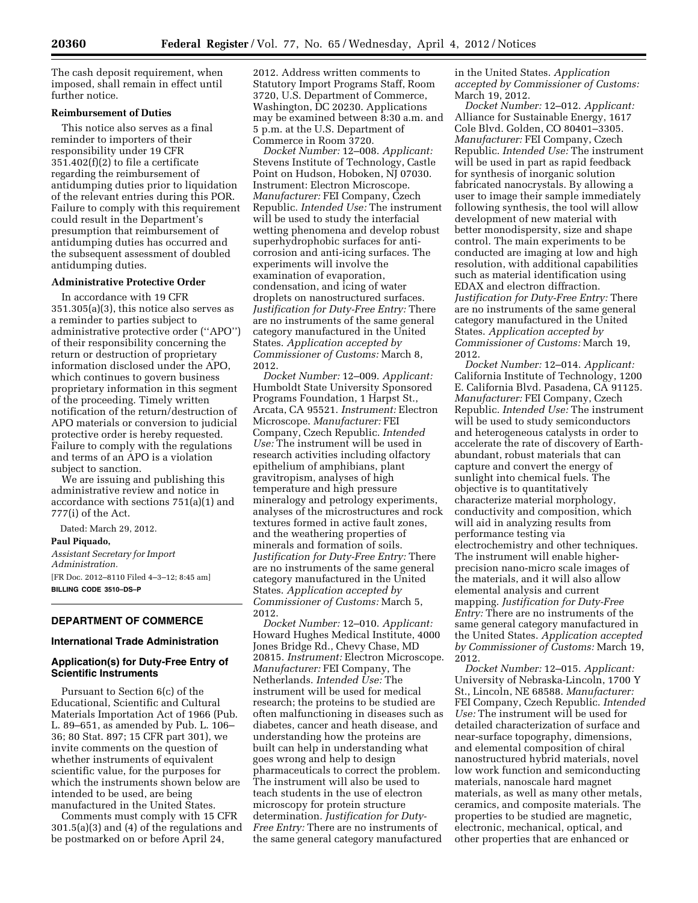The cash deposit requirement, when imposed, shall remain in effect until further notice.

**Reimbursement of Duties**

This notice also serves as a final reminder to importers of their responsibility under 19 CFR 351.402(f)(2) to file a certificate regarding the reimbursement of antidumping duties prior to liquidation of the relevant entries during this POR. Failure to comply with this requirement could result in the Department's presumption that reimbursement of antidumping duties has occurred and the subsequent assessment of doubled antidumping duties.

**Administrative Protective Order**

In accordance with 19 CFR 351.305(a)(3), this notice also serves as a reminder to parties subject to administrative protective order (''APO'') of their responsibility concerning the return or destruction of proprietary information disclosed under the APO, which continues to govern business proprietary information in this segment of the proceeding. Timely written notification of the return/destruction of APO materials or conversion to judicial protective order is hereby requested. Failure to comply with the regulations and terms of an APO is a violation subject to sanction.

We are issuing and publishing this administrative review and notice in accordance with sections 751(a)(1) and 777(i) of the Act.

Dated: March 29, 2012.

**Paul Piquado,**

*Assistant Secretary for Import Administration.*

[FR Doc. 2012–8110 Filed 4–3–12; 8:45 am]

**BILLING CODE 3510–DS–P**

## DEPARTMENT OF COMMERCE

### International Trade Administration

### Application(s) for Duty-Free Entry of Scientific Instruments

Pursuant to Section 6(c) of the Educational, Scientific and Cultural Materials Importation Act of 1966 (Pub. L. 89–651, as amended by Pub. L. 106–36; 80 Stat. 897; 15 CFR part 301), we invite comments on the question of whether instruments of equivalent scientific value, for the purposes for which the instruments shown below are intended to be used, are being manufactured in the United States.

Comments must comply with 15 CFR 301.5(a)(3) and (4) of the regulations and be postmarked on or before April 24, 2012. Address written comments to Statutory Import Programs Staff, Room 3720, U.S. Department of Commerce, Washington, DC 20230. Applications may be examined between 8:30 a.m. and 5 p.m. at the U.S. Department of Commerce in Room 3720.

*Docket Number:* 12–008. *Applicant:* Stevens Institute of Technology, Castle Point on Hudson, Hoboken, NJ 07030. Instrument: Electron Microscope. *Manufacturer:* FEI Company, Czech Republic. *Intended Use:* The instrument will be used to study the interfacial wetting phenomena and develop robust superhydrophobic surfaces for anti-corrosion and anti-icing surfaces. The experiments will involve the examination of evaporation, condensation, and icing of water droplets on nanostructured surfaces. *Justification for Duty-Free Entry:* There are no instruments of the same general category manufactured in the United States. *Application accepted by Commissioner of Customs:* March 8, 2012.

*Docket Number:* 12–009. *Applicant:* Humboldt State University Sponsored Programs Foundation, 1 Harpst St., Arcata, CA 95521. *Instrument:* Electron Microscope. *Manufacturer:* FEI Company, Czech Republic. *Intended Use:* The instrument will be used in research activities including olfactory epithelium of amphibians, plant gravitropism, analyses of high temperature and high pressure mineralogy and petrology experiments, analyses of the microstructures and rock textures formed in active fault zones, and the weathering properties of minerals and formation of soils. *Justification for Duty-Free Entry:* There are no instruments of the same general category manufactured in the United States. *Application accepted by Commissioner of Customs:* March 5, 2012.

*Docket Number:* 12–010. *Applicant:* Howard Hughes Medical Institute, 4000 Jones Bridge Rd., Chevy Chase, MD 20815. *Instrument:* Electron Microscope. *Manufacturer:* FEI Company, The Netherlands. *Intended Use:* The instrument will be used for medical research; the proteins to be studied are often malfunctioning in diseases such as diabetes, cancer and heath disease, and understanding how the proteins are built can help in understanding what goes wrong and help to design pharmaceuticals to correct the problem. The instrument will also be used to teach students in the use of electron microscopy for protein structure determination. *Justification for Duty-Free Entry:* There are no instruments of the same general category manufactured in the United States. *Application accepted by Commissioner of Customs:* March 19, 2012.

*Docket Number:* 12–012. *Applicant:* Alliance for Sustainable Energy, 1617 Cole Blvd. Golden, CO 80401–3305. *Manufacturer:* FEI Company, Czech Republic. *Intended Use:* The instrument will be used in part as rapid feedback for synthesis of inorganic solution fabricated nanocrystals. By allowing a user to image their sample immediately following synthesis, the tool will allow development of new material with better monodispersity, size and shape control. The main experiments to be conducted are imaging at low and high resolution, with additional capabilities such as material identification using EDAX and electron diffraction. *Justification for Duty-Free Entry:* There are no instruments of the same general category manufactured in the United States. *Application accepted by Commissioner of Customs:* March 19, 2012.

*Docket Number:* 12–014. *Applicant:* California Institute of Technology, 1200 E. California Blvd. Pasadena, CA 91125. *Manufacturer:* FEI Company, Czech Republic. *Intended Use:* The instrument will be used to study semiconductors and heterogeneous catalysts in order to accelerate the rate of discovery of Earth-abundant, robust materials that can capture and convert the energy of sunlight into chemical fuels. The objective is to quantitatively characterize material morphology, conductivity and composition, which will aid in analyzing results from performance testing via electrochemistry and other techniques. The instrument will enable higher-precision nano-micro scale images of the materials, and it will also allow elemental analysis and current mapping. *Justification for Duty-Free Entry:* There are no instruments of the same general category manufactured in the United States. *Application accepted by Commissioner of Customs:* March 19, 2012.

*Docket Number:* 12–015. *Applicant:* University of Nebraska-Lincoln, 1700 Y St., Lincoln, NE 68588. *Manufacturer:* FEI Company, Czech Republic. *Intended Use:* The instrument will be used for detailed characterization of surface and near-surface topography, dimensions, and elemental composition of chiral nanostructured hybrid materials, novel low work function and semiconducting materials, nanoscale hard magnet materials, as well as many other metals, ceramics, and composite materials. The properties to be studied are magnetic, electronic, mechanical, optical, and other properties that are enhanced or